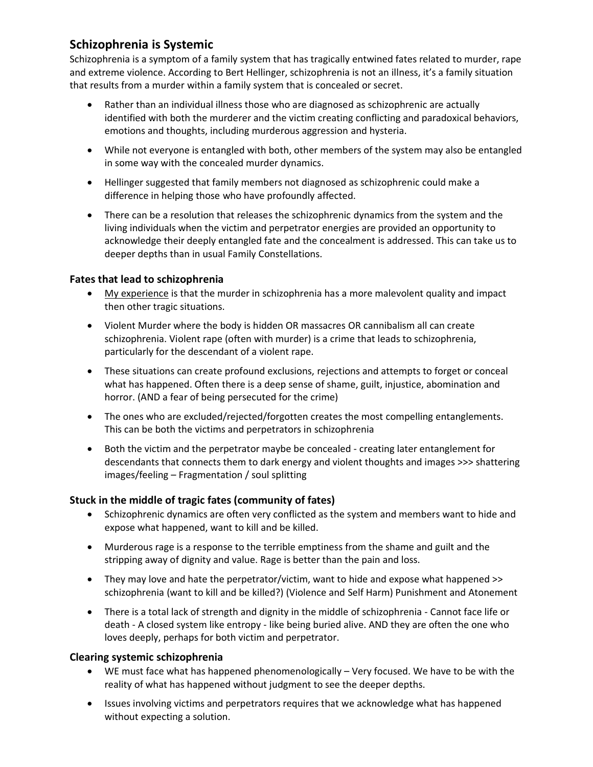## Schizophrenia is Systemic

Schizophrenia is a symptom of a family system that has tragically entwined fates related to murder, rape and extreme violence. According to Bert Hellinger, schizophrenia is not an illness, it's a family situation that results from a murder within a family system that is concealed or secret.

- Rather than an individual illness those who are diagnosed as schizophrenic are actually identified with both the murderer and the victim creating conflicting and paradoxical behaviors, emotions and thoughts, including murderous aggression and hysteria.
- While not everyone is entangled with both, other members of the system may also be entangled in some way with the concealed murder dynamics.
- Hellinger suggested that family members not diagnosed as schizophrenic could make a difference in helping those who have profoundly affected.
- There can be a resolution that releases the schizophrenic dynamics from the system and the living individuals when the victim and perpetrator energies are provided an opportunity to acknowledge their deeply entangled fate and the concealment is addressed. This can take us to deeper depths than in usual Family Constellations.

### Fates that lead to schizophrenia

- <u>My experience</u> is that the murder in schizophrenia has a more malevolent quality and impact then other tragic situations.
- Violent Murder where the body is hidden OR massacres OR cannibalism all can create schizophrenia. Violent rape (often with murder) is a crime that leads to schizophrenia, particularly for the descendant of a violent rape.
- These situations can create profound exclusions, rejections and attempts to forget or conceal what has happened. Often there is a deep sense of shame, guilt, injustice, abomination and horror. (AND a fear of being persecuted for the crime)
- The ones who are excluded/rejected/forgotten creates the most compelling entanglements. This can be both the victims and perpetrators in schizophrenia
- Both the victim and the perpetrator maybe be concealed - creating later entanglement for descendants that connects them to dark energy and violent thoughts and images >>> shattering images/feeling – Fragmentation / soul splitting

### Stuck in the middle of tragic fates (community of fates)

- Schizophrenic dynamics are often very conflicted as the system and members want to hide and expose what happened, want to kill and be killed.
- Murderous rage is a response to the terrible emptiness from the shame and guilt and the stripping away of dignity and value. Rage is better than the pain and loss.
- They may love and hate the perpetrator/victim, want to hide and expose what happened >> schizophrenia (want to kill and be killed?) (Violence and Self Harm) Punishment and Atonement
- There is a total lack of strength and dignity in the middle of schizophrenia - Cannot face life or death - A closed system like entropy - like being buried alive. AND they are often the one who loves deeply, perhaps for both victim and perpetrator.

### Clearing systemic schizophrenia

- WE must face what has happened phenomenologically – Very focused. We have to be with the reality of what has happened without judgment to see the deeper depths.
- Issues involving victims and perpetrators requires that we acknowledge what has happened without expecting a solution.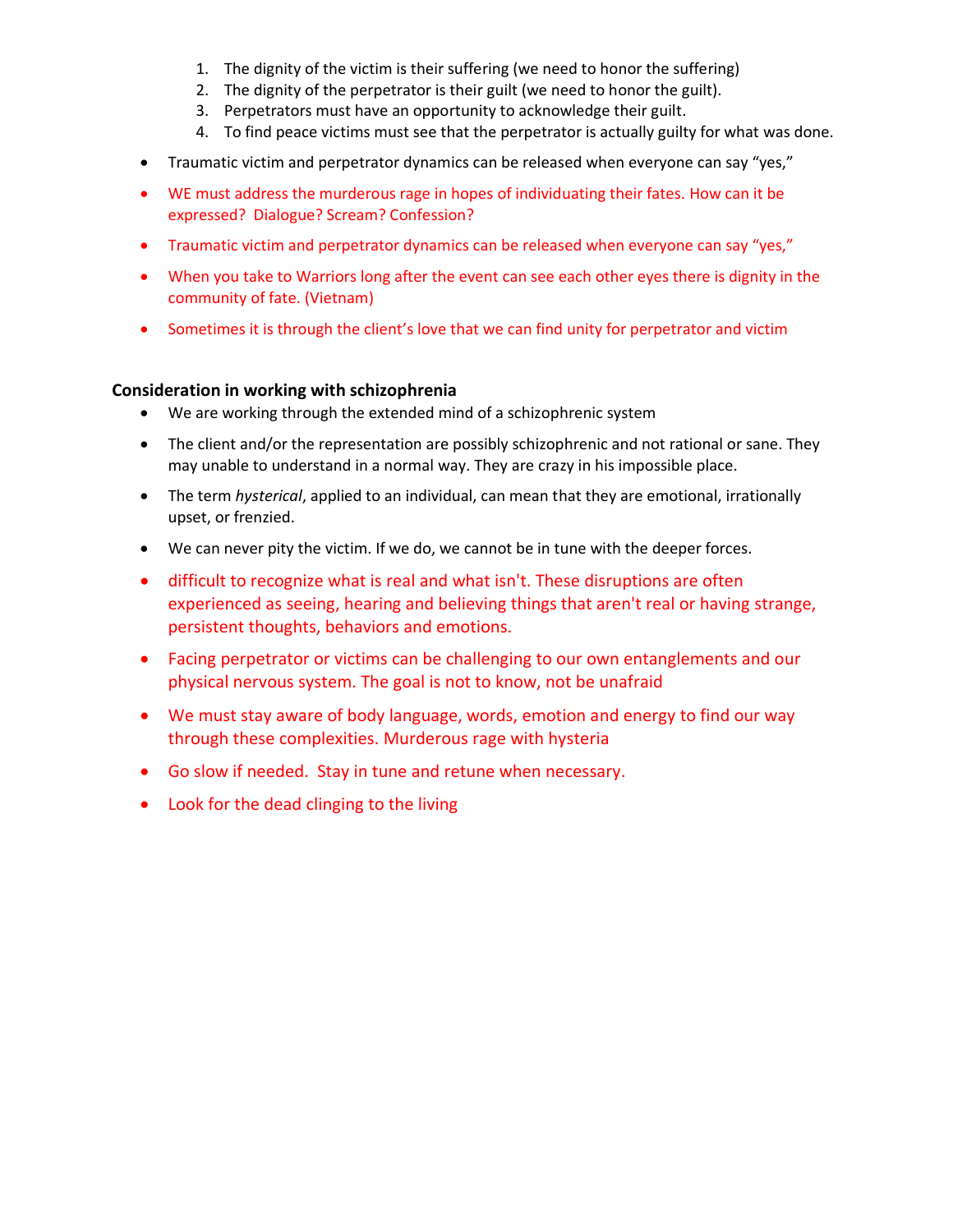1. The dignity of the victim is their suffering (we need to honor the suffering)
2. The dignity of the perpetrator is their guilt (we need to honor the guilt).
3. Perpetrators must have an opportunity to acknowledge their guilt.
4. To find peace victims must see that the perpetrator is actually guilty for what was done.

- Traumatic victim and perpetrator dynamics can be released when everyone can say "yes,"
- WE must address the murderous rage in hopes of individuating their fates. How can it be expressed? Dialogue? Scream? Confession?
- Traumatic victim and perpetrator dynamics can be released when everyone can say "yes,"
- When you take to Warriors long after the event can see each other eyes there is dignity in the community of fate. (Vietnam)
- Sometimes it is through the client's love that we can find unity for perpetrator and victim

**Consideration in working with schizophrenia**

- We are working through the extended mind of a schizophrenic system
- The client and/or the representation are possibly schizophrenic and not rational or sane. They may unable to understand in a normal way. They are crazy in his impossible place.
- The term *hysterical*, applied to an individual, can mean that they are emotional, irrationally upset, or frenzied.
- We can never pity the victim. If we do, we cannot be in tune with the deeper forces.
- difficult to recognize what is real and what isn't. These disruptions are often experienced as seeing, hearing and believing things that aren't real or having strange, persistent thoughts, behaviors and emotions.
- Facing perpetrator or victims can be challenging to our own entanglements and our physical nervous system. The goal is not to know, not be unafraid
- We must stay aware of body language, words, emotion and energy to find our way through these complexities. Murderous rage with hysteria
- Go slow if needed. Stay in tune and retune when necessary.
- Look for the dead clinging to the living